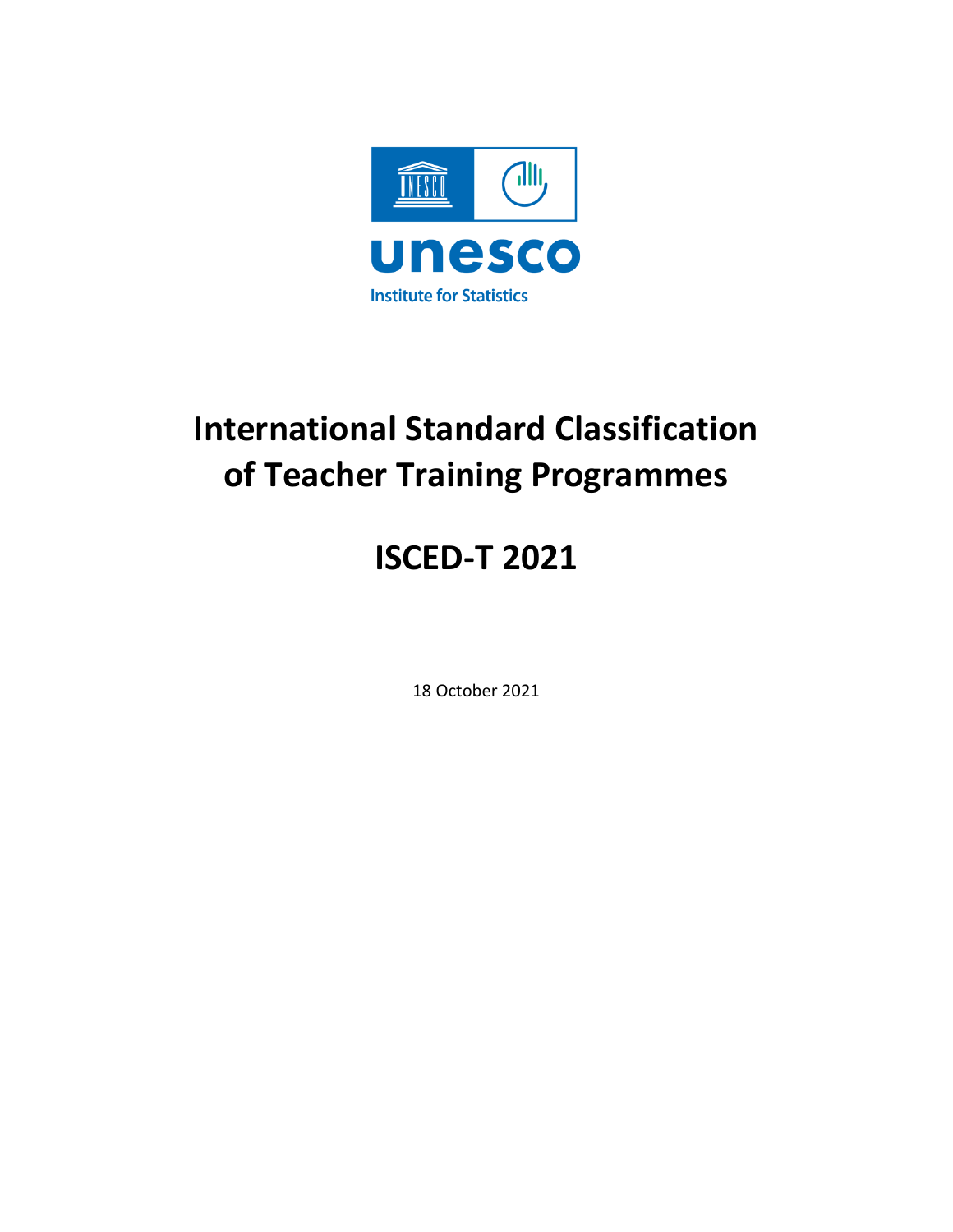unesco

Institute for Statistics

# International Standard Classification of Teacher Training Programmes

# ISCED-T 2021

18 October 2021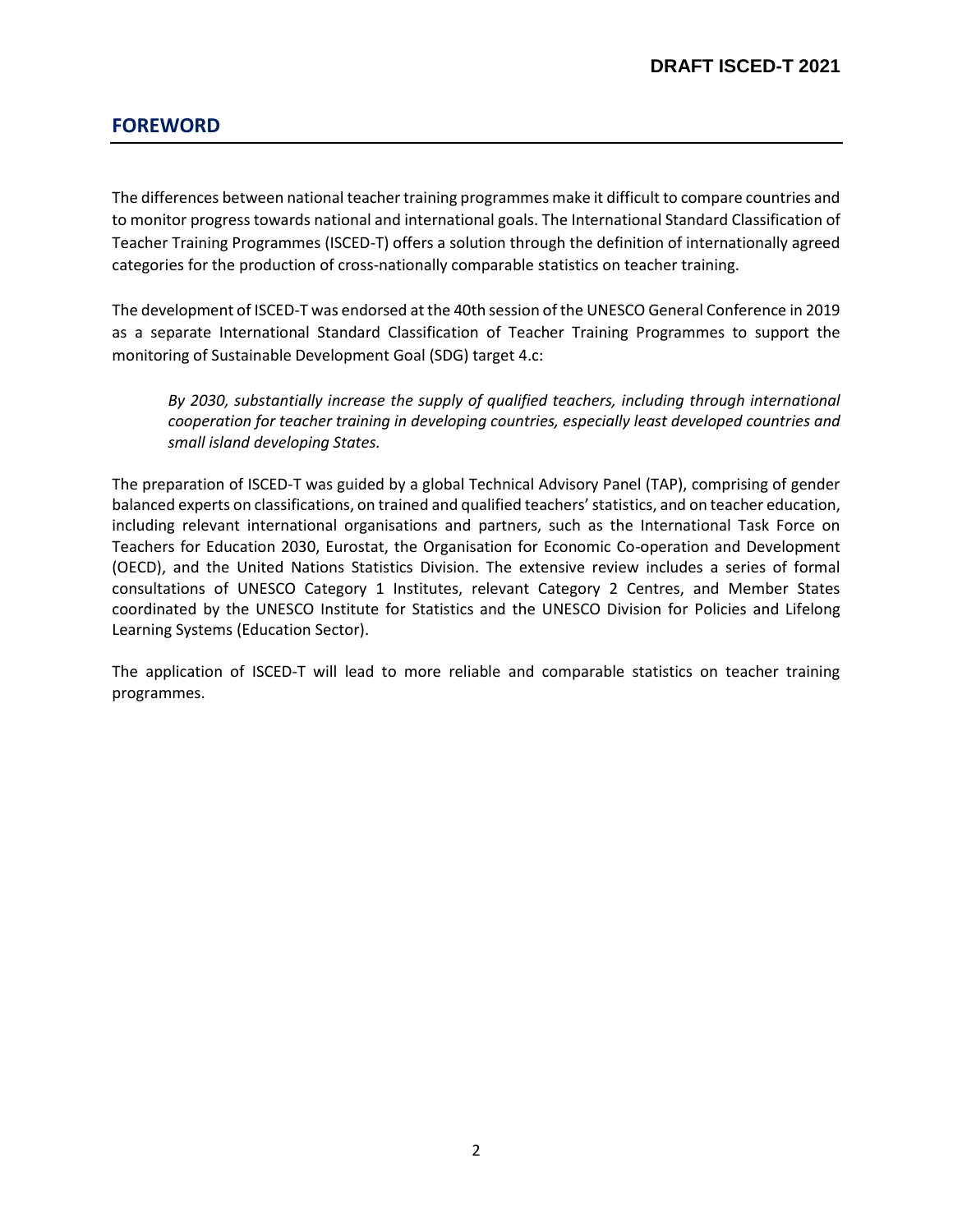## FOREWORD

The differences between national teacher training programmes make it difficult to compare countries and to monitor progress towards national and international goals. The International Standard Classification of Teacher Training Programmes (ISCED-T) offers a solution through the definition of internationally agreed categories for the production of cross-nationally comparable statistics on teacher training.

The development of ISCED-T was endorsed at the 40th session of the UNESCO General Conference in 2019 as a separate International Standard Classification of Teacher Training Programmes to support the monitoring of Sustainable Development Goal (SDG) target 4.c:

> *By 2030, substantially increase the supply of qualified teachers, including through international cooperation for teacher training in developing countries, especially least developed countries and small island developing States.*

The preparation of ISCED-T was guided by a global Technical Advisory Panel (TAP), comprising of gender balanced experts on classifications, on trained and qualified teachers' statistics, and on teacher education, including relevant international organisations and partners, such as the International Task Force on Teachers for Education 2030, Eurostat, the Organisation for Economic Co-operation and Development (OECD), and the United Nations Statistics Division. The extensive review includes a series of formal consultations of UNESCO Category 1 Institutes, relevant Category 2 Centres, and Member States coordinated by the UNESCO Institute for Statistics and the UNESCO Division for Policies and Lifelong Learning Systems (Education Sector).

The application of ISCED-T will lead to more reliable and comparable statistics on teacher training programmes.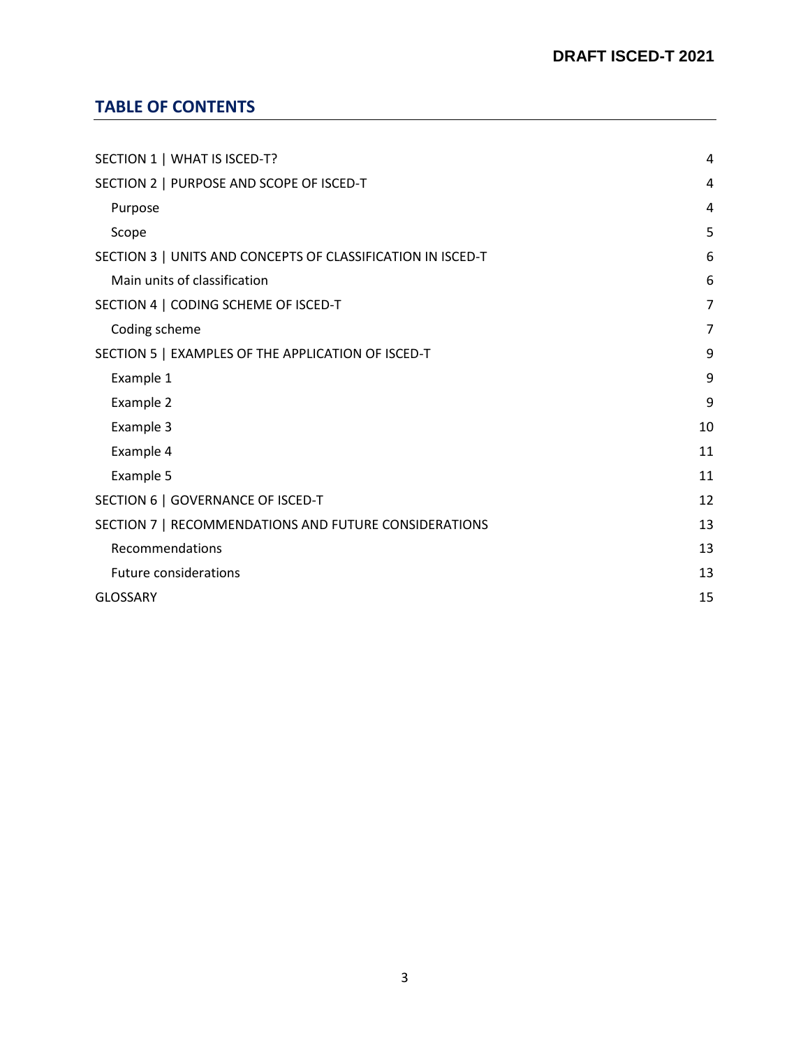## TABLE OF CONTENTS

| | |
|---|---|
| SECTION 1 \| WHAT IS ISCED-T? | 4 |
| SECTION 2 \| PURPOSE AND SCOPE OF ISCED-T | 4 |
| &nbsp;&nbsp;&nbsp;&nbsp;Purpose | 4 |
| &nbsp;&nbsp;&nbsp;&nbsp;Scope | 5 |
| SECTION 3 \| UNITS AND CONCEPTS OF CLASSIFICATION IN ISCED-T | 6 |
| &nbsp;&nbsp;&nbsp;&nbsp;Main units of classification | 6 |
| SECTION 4 \| CODING SCHEME OF ISCED-T | 7 |
| &nbsp;&nbsp;&nbsp;&nbsp;Coding scheme | 7 |
| SECTION 5 \| EXAMPLES OF THE APPLICATION OF ISCED-T | 9 |
| &nbsp;&nbsp;&nbsp;&nbsp;Example 1 | 9 |
| &nbsp;&nbsp;&nbsp;&nbsp;Example 2 | 9 |
| &nbsp;&nbsp;&nbsp;&nbsp;Example 3 | 10 |
| &nbsp;&nbsp;&nbsp;&nbsp;Example 4 | 11 |
| &nbsp;&nbsp;&nbsp;&nbsp;Example 5 | 11 |
| SECTION 6 \| GOVERNANCE OF ISCED-T | 12 |
| SECTION 7 \| RECOMMENDATIONS AND FUTURE CONSIDERATIONS | 13 |
| &nbsp;&nbsp;&nbsp;&nbsp;Recommendations | 13 |
| &nbsp;&nbsp;&nbsp;&nbsp;Future considerations | 13 |
| GLOSSARY | 15 |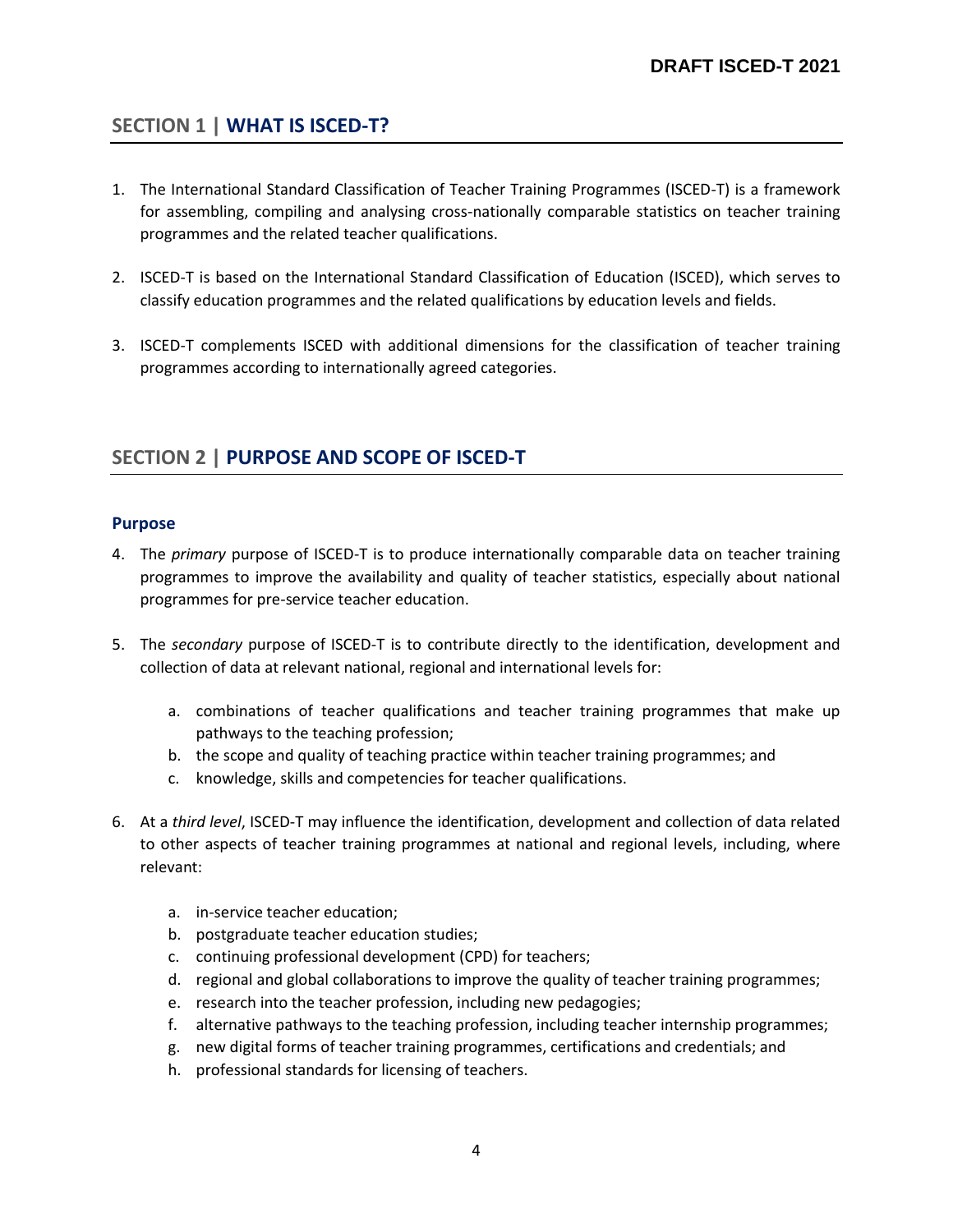## SECTION 1 | WHAT IS ISCED-T?

1. The International Standard Classification of Teacher Training Programmes (ISCED-T) is a framework for assembling, compiling and analysing cross-nationally comparable statistics on teacher training programmes and the related teacher qualifications.

2. ISCED-T is based on the International Standard Classification of Education (ISCED), which serves to classify education programmes and the related qualifications by education levels and fields.

3. ISCED-T complements ISCED with additional dimensions for the classification of teacher training programmes according to internationally agreed categories.

## SECTION 2 | PURPOSE AND SCOPE OF ISCED-T

### Purpose

4. The *primary* purpose of ISCED-T is to produce internationally comparable data on teacher training programmes to improve the availability and quality of teacher statistics, especially about national programmes for pre-service teacher education.

5. The *secondary* purpose of ISCED-T is to contribute directly to the identification, development and collection of data at relevant national, regional and international levels for:

   a. combinations of teacher qualifications and teacher training programmes that make up pathways to the teaching profession;
   b. the scope and quality of teaching practice within teacher training programmes; and
   c. knowledge, skills and competencies for teacher qualifications.

6. At a *third level*, ISCED-T may influence the identification, development and collection of data related to other aspects of teacher training programmes at national and regional levels, including, where relevant:

   a. in-service teacher education;
   b. postgraduate teacher education studies;
   c. continuing professional development (CPD) for teachers;
   d. regional and global collaborations to improve the quality of teacher training programmes;
   e. research into the teacher profession, including new pedagogies;
   f. alternative pathways to the teaching profession, including teacher internship programmes;
   g. new digital forms of teacher training programmes, certifications and credentials; and
   h. professional standards for licensing of teachers.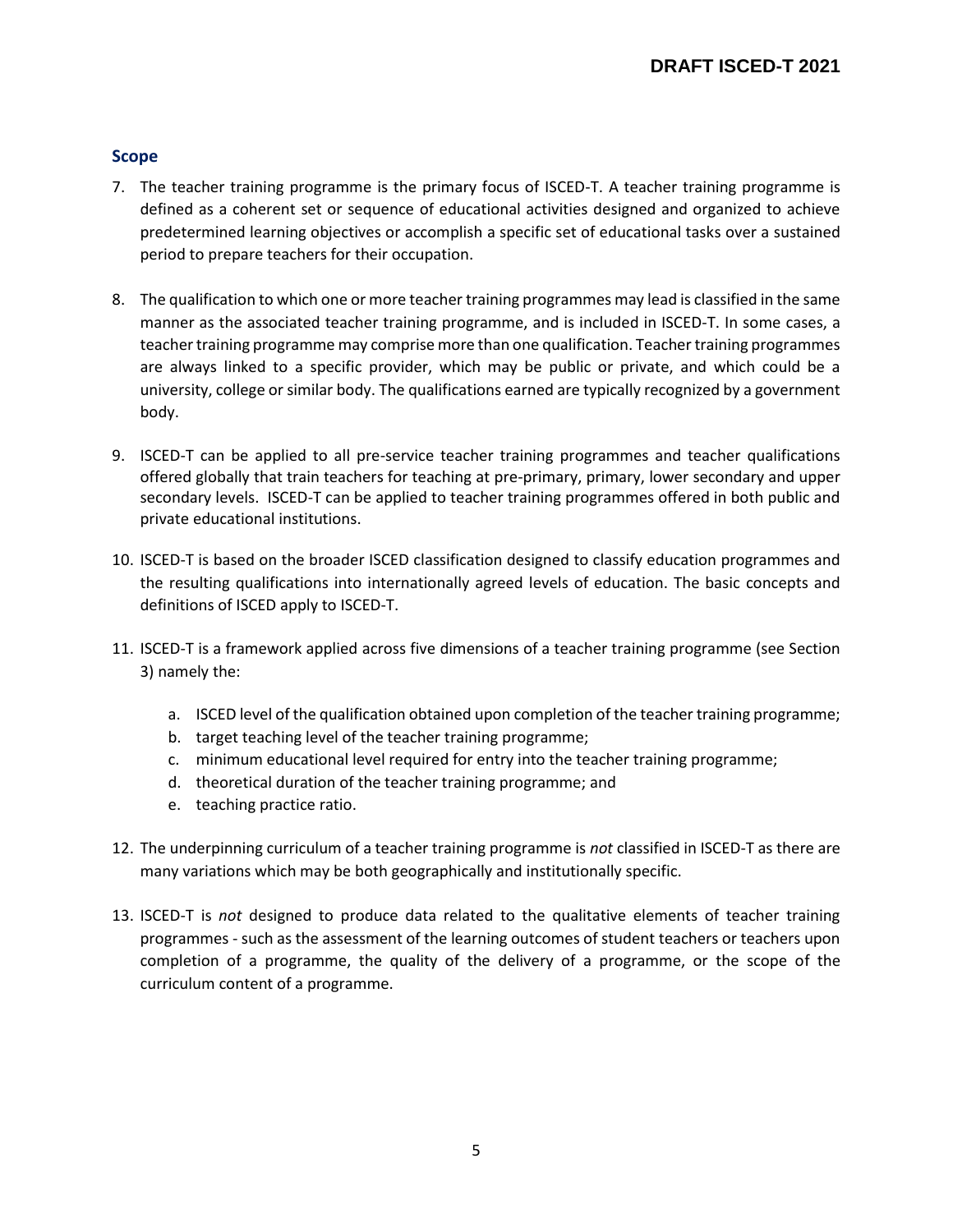## Scope

7. The teacher training programme is the primary focus of ISCED-T. A teacher training programme is defined as a coherent set or sequence of educational activities designed and organized to achieve predetermined learning objectives or accomplish a specific set of educational tasks over a sustained period to prepare teachers for their occupation.

8. The qualification to which one or more teacher training programmes may lead is classified in the same manner as the associated teacher training programme, and is included in ISCED-T. In some cases, a teacher training programme may comprise more than one qualification. Teacher training programmes are always linked to a specific provider, which may be public or private, and which could be a university, college or similar body. The qualifications earned are typically recognized by a government body.

9. ISCED-T can be applied to all pre-service teacher training programmes and teacher qualifications offered globally that train teachers for teaching at pre-primary, primary, lower secondary and upper secondary levels. ISCED-T can be applied to teacher training programmes offered in both public and private educational institutions.

10. ISCED-T is based on the broader ISCED classification designed to classify education programmes and the resulting qualifications into internationally agreed levels of education. The basic concepts and definitions of ISCED apply to ISCED-T.

11. ISCED-T is a framework applied across five dimensions of a teacher training programme (see Section 3) namely the:

    a. ISCED level of the qualification obtained upon completion of the teacher training programme;
    b. target teaching level of the teacher training programme;
    c. minimum educational level required for entry into the teacher training programme;
    d. theoretical duration of the teacher training programme; and
    e. teaching practice ratio.

12. The underpinning curriculum of a teacher training programme is *not* classified in ISCED-T as there are many variations which may be both geographically and institutionally specific.

13. ISCED-T is *not* designed to produce data related to the qualitative elements of teacher training programmes - such as the assessment of the learning outcomes of student teachers or teachers upon completion of a programme, the quality of the delivery of a programme, or the scope of the curriculum content of a programme.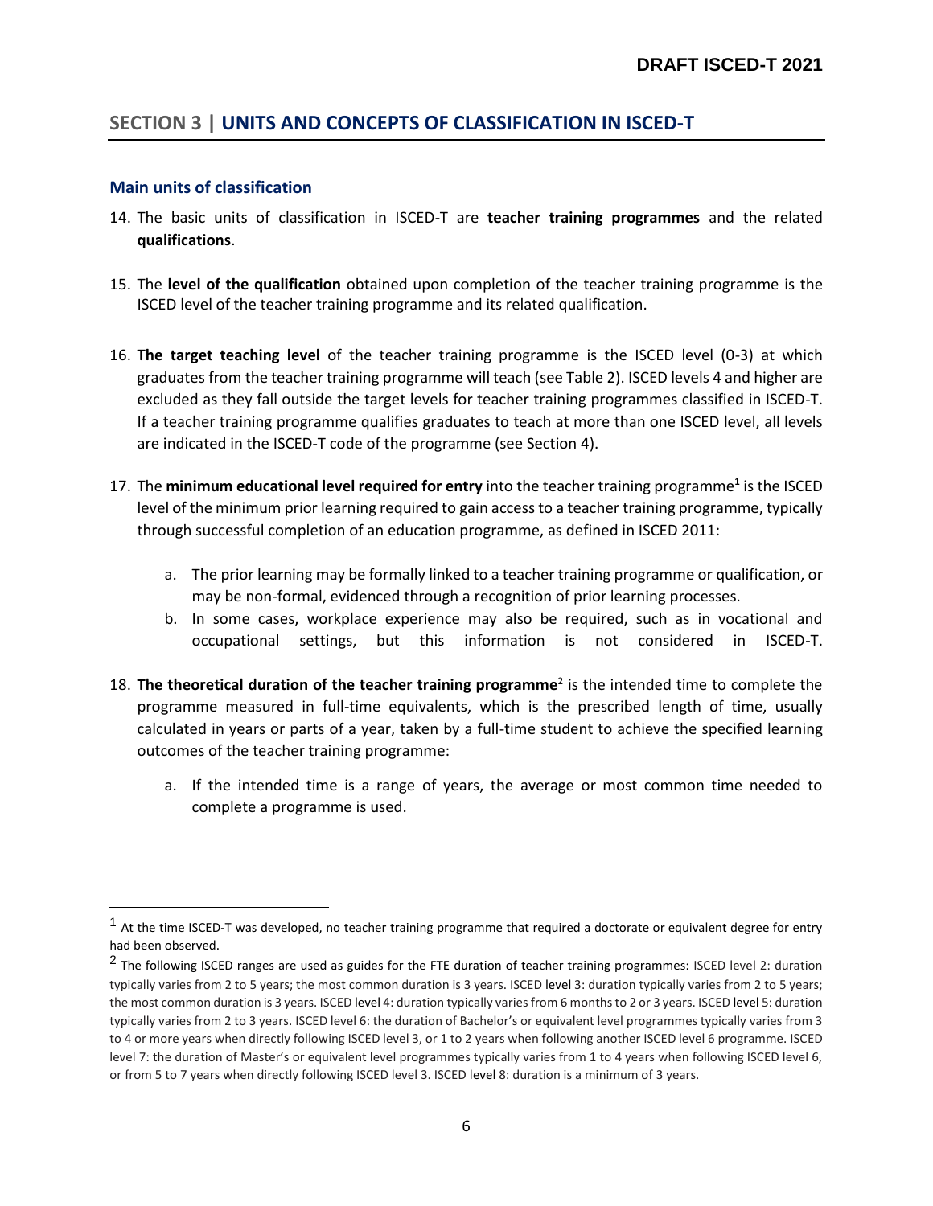## SECTION 3 | UNITS AND CONCEPTS OF CLASSIFICATION IN ISCED-T

### Main units of classification

14. The basic units of classification in ISCED-T are **teacher training programmes** and the related **qualifications**.

15. The **level of the qualification** obtained upon completion of the teacher training programme is the ISCED level of the teacher training programme and its related qualification.

16. **The target teaching level** of the teacher training programme is the ISCED level (0-3) at which graduates from the teacher training programme will teach (see Table 2). ISCED levels 4 and higher are excluded as they fall outside the target levels for teacher training programmes classified in ISCED-T. If a teacher training programme qualifies graduates to teach at more than one ISCED level, all levels are indicated in the ISCED-T code of the programme (see Section 4).

17. The **minimum educational level required for entry** into the teacher training programme[1] is the ISCED level of the minimum prior learning required to gain access to a teacher training programme, typically through successful completion of an education programme, as defined in ISCED 2011:

    a. The prior learning may be formally linked to a teacher training programme or qualification, or may be non-formal, evidenced through a recognition of prior learning processes.
    b. In some cases, workplace experience may also be required, such as in vocational and occupational settings, but this information is not considered in ISCED-T.

18. **The theoretical duration of the teacher training programme**[2] is the intended time to complete the programme measured in full-time equivalents, which is the prescribed length of time, usually calculated in years or parts of a year, taken by a full-time student to achieve the specified learning outcomes of the teacher training programme:

    a. If the intended time is a range of years, the average or most common time needed to complete a programme is used.

---

[1] At the time ISCED-T was developed, no teacher training programme that required a doctorate or equivalent degree for entry had been observed.

[2] The following ISCED ranges are used as guides for the FTE duration of teacher training programmes: ISCED level 2: duration typically varies from 2 to 5 years; the most common duration is 3 years. ISCED level 3: duration typically varies from 2 to 5 years; the most common duration is 3 years. ISCED level 4: duration typically varies from 6 months to 2 or 3 years. ISCED level 5: duration typically varies from 2 to 3 years. ISCED level 6: the duration of Bachelor's or equivalent level programmes typically varies from 3 to 4 or more years when directly following ISCED level 3, or 1 to 2 years when following another ISCED level 6 programme. ISCED level 7: the duration of Master's or equivalent level programmes typically varies from 1 to 4 years when following ISCED level 6, or from 5 to 7 years when directly following ISCED level 3. ISCED level 8: duration is a minimum of 3 years.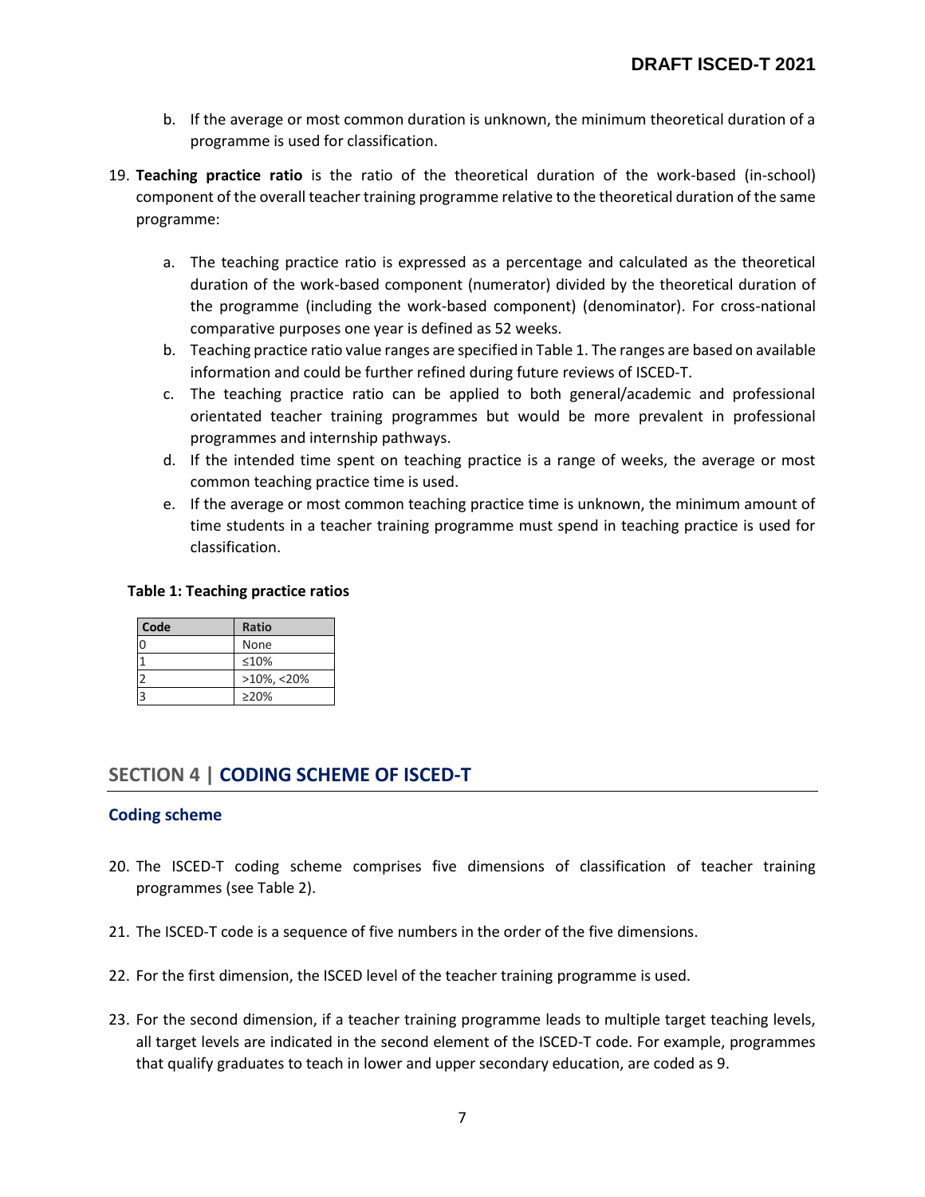b. If the average or most common duration is unknown, the minimum theoretical duration of a programme is used for classification.

19. **Teaching practice ratio** is the ratio of the theoretical duration of the work-based (in-school) component of the overall teacher training programme relative to the theoretical duration of the same programme:

   a. The teaching practice ratio is expressed as a percentage and calculated as the theoretical duration of the work-based component (numerator) divided by the theoretical duration of the programme (including the work-based component) (denominator). For cross-national comparative purposes one year is defined as 52 weeks.
   b. Teaching practice ratio value ranges are specified in Table 1. The ranges are based on available information and could be further refined during future reviews of ISCED-T.
   c. The teaching practice ratio can be applied to both general/academic and professional orientated teacher training programmes but would be more prevalent in professional programmes and internship pathways.
   d. If the intended time spent on teaching practice is a range of weeks, the average or most common teaching practice time is used.
   e. If the average or most common teaching practice time is unknown, the minimum amount of time students in a teacher training programme must spend in teaching practice is used for classification.

**Table 1: Teaching practice ratios**

| Code | Ratio |
|---|---|
| 0 | None |
| 1 | ≤10% |
| 2 | >10%, <20% |
| 3 | ≥20% |

## SECTION 4 | CODING SCHEME OF ISCED-T

### Coding scheme

20. The ISCED-T coding scheme comprises five dimensions of classification of teacher training programmes (see Table 2).

21. The ISCED-T code is a sequence of five numbers in the order of the five dimensions.

22. For the first dimension, the ISCED level of the teacher training programme is used.

23. For the second dimension, if a teacher training programme leads to multiple target teaching levels, all target levels are indicated in the second element of the ISCED-T code. For example, programmes that qualify graduates to teach in lower and upper secondary education, are coded as 9.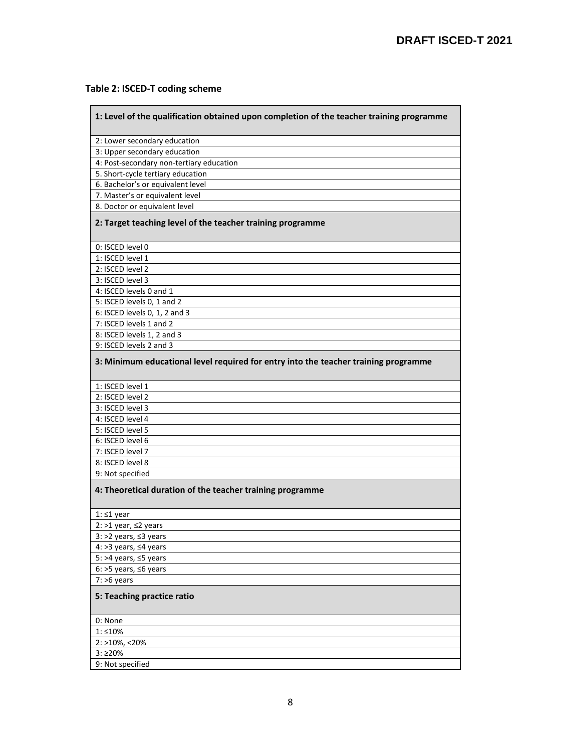**Table 2: ISCED-T coding scheme**

| **1: Level of the qualification obtained upon completion of the teacher training programme** |
|---|
| 2: Lower secondary education |
| 3: Upper secondary education |
| 4: Post-secondary non-tertiary education |
| 5. Short-cycle tertiary education |
| 6. Bachelor's or equivalent level |
| 7. Master's or equivalent level |
| 8. Doctor or equivalent level |
| **2: Target teaching level of the teacher training programme** |
| 0: ISCED level 0 |
| 1: ISCED level 1 |
| 2: ISCED level 2 |
| 3: ISCED level 3 |
| 4: ISCED levels 0 and 1 |
| 5: ISCED levels 0, 1 and 2 |
| 6: ISCED levels 0, 1, 2 and 3 |
| 7: ISCED levels 1 and 2 |
| 8: ISCED levels 1, 2 and 3 |
| 9: ISCED levels 2 and 3 |
| **3: Minimum educational level required for entry into the teacher training programme** |
| 1: ISCED level 1 |
| 2: ISCED level 2 |
| 3: ISCED level 3 |
| 4: ISCED level 4 |
| 5: ISCED level 5 |
| 6: ISCED level 6 |
| 7: ISCED level 7 |
| 8: ISCED level 8 |
| 9: Not specified |
| **4: Theoretical duration of the teacher training programme** |
| 1: ≤1 year |
| 2: >1 year, ≤2 years |
| 3: >2 years, ≤3 years |
| 4: >3 years, ≤4 years |
| 5: >4 years, ≤5 years |
| 6: >5 years, ≤6 years |
| 7: >6 years |
| **5: Teaching practice ratio** |
| 0: None |
| 1: ≤10% |
| 2: >10%, <20% |
| 3: ≥20% |
| 9: Not specified |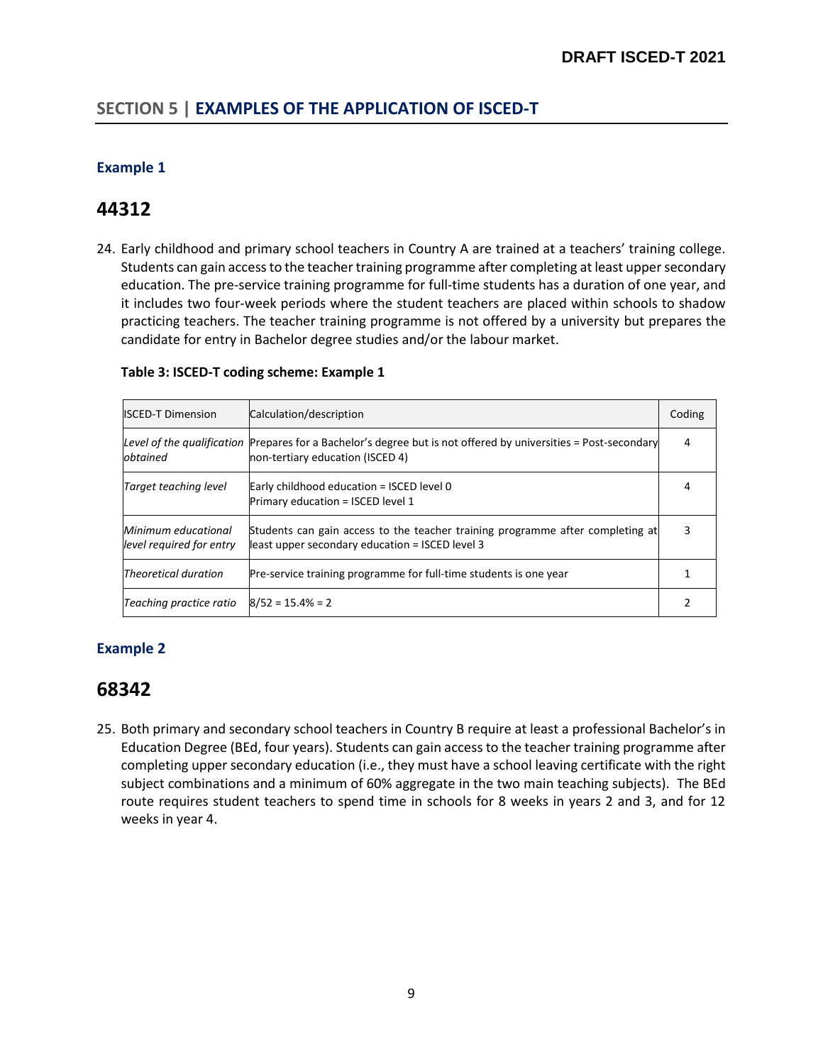## SECTION 5 | EXAMPLES OF THE APPLICATION OF ISCED-T

### Example 1

## 44312

24. Early childhood and primary school teachers in Country A are trained at a teachers' training college. Students can gain access to the teacher training programme after completing at least upper secondary education. The pre-service training programme for full-time students has a duration of one year, and it includes two four-week periods where the student teachers are placed within schools to shadow practicing teachers. The teacher training programme is not offered by a university but prepares the candidate for entry in Bachelor degree studies and/or the labour market.

**Table 3: ISCED-T coding scheme: Example 1**

| ISCED-T Dimension | Calculation/description | Coding |
|---|---|---|
| *Level of the qualification obtained* | Prepares for a Bachelor's degree but is not offered by universities = Post-secondary non-tertiary education (ISCED 4) | 4 |
| *Target teaching level* | Early childhood education = ISCED level 0<br>Primary education = ISCED level 1 | 4 |
| *Minimum educational level required for entry* | Students can gain access to the teacher training programme after completing at least upper secondary education = ISCED level 3 | 3 |
| *Theoretical duration* | Pre-service training programme for full-time students is one year | 1 |
| *Teaching practice ratio* | 8/52 = 15.4% = 2 | 2 |

### Example 2

## 68342

25. Both primary and secondary school teachers in Country B require at least a professional Bachelor's in Education Degree (BEd, four years). Students can gain access to the teacher training programme after completing upper secondary education (i.e., they must have a school leaving certificate with the right subject combinations and a minimum of 60% aggregate in the two main teaching subjects). The BEd route requires student teachers to spend time in schools for 8 weeks in years 2 and 3, and for 12 weeks in year 4.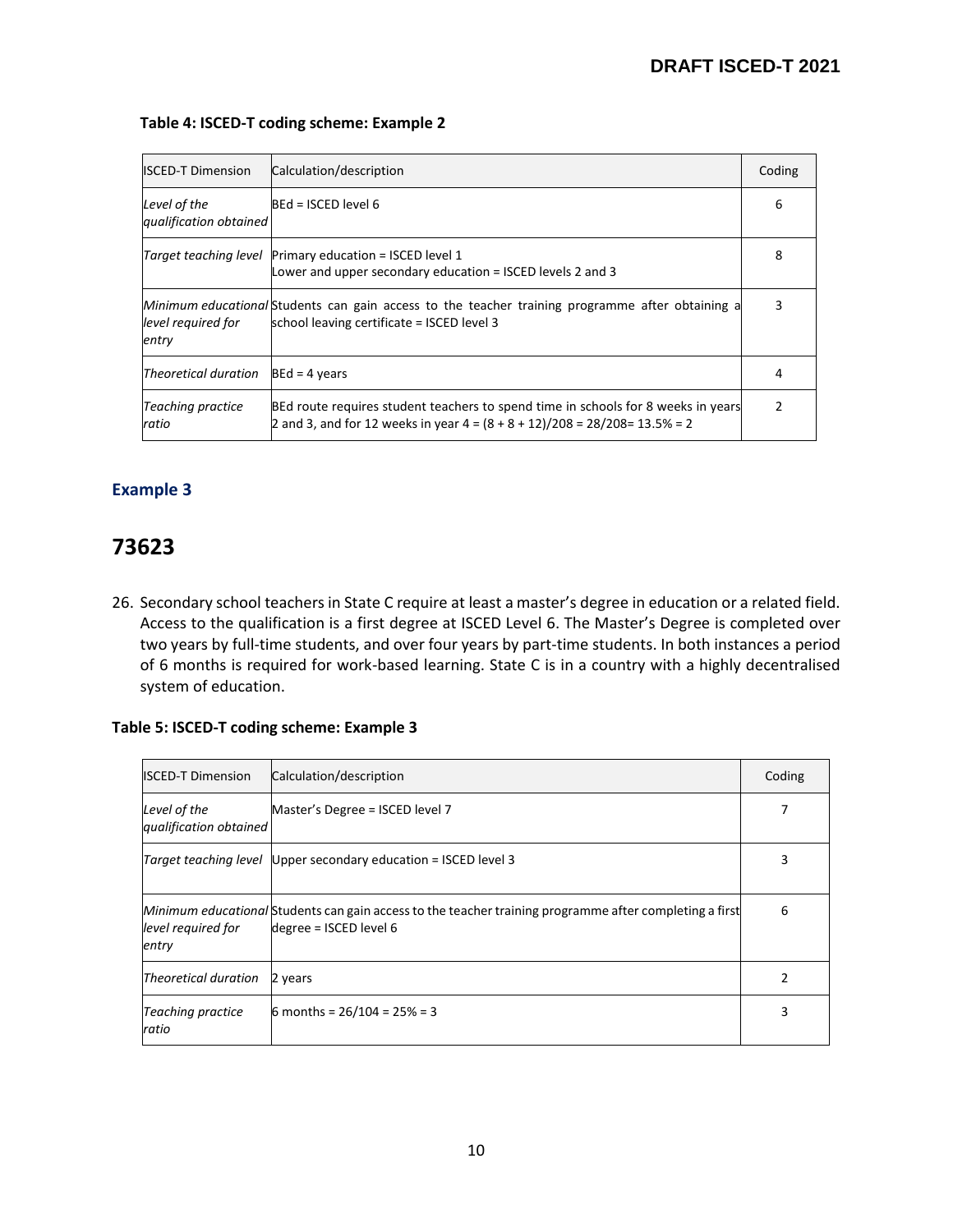**Table 4: ISCED-T coding scheme: Example 2**

| ISCED-T Dimension | Calculation/description | Coding |
|---|---|---|
| *Level of the qualification obtained* | BEd = ISCED level 6 | 6 |
| *Target teaching level* | Primary education = ISCED level 1<br>Lower and upper secondary education = ISCED levels 2 and 3 | 8 |
| *Minimum educational level required for entry* | Students can gain access to the teacher training programme after obtaining a school leaving certificate = ISCED level 3 | 3 |
| *Theoretical duration* | BEd = 4 years | 4 |
| *Teaching practice ratio* | BEd route requires student teachers to spend time in schools for 8 weeks in years 2 and 3, and for 12 weeks in year 4 = (8 + 8 + 12)/208 = 28/208= 13.5% = 2 | 2 |

### Example 3

## 73623

26. Secondary school teachers in State C require at least a master's degree in education or a related field. Access to the qualification is a first degree at ISCED Level 6. The Master's Degree is completed over two years by full-time students, and over four years by part-time students. In both instances a period of 6 months is required for work-based learning. State C is in a country with a highly decentralised system of education.

**Table 5: ISCED-T coding scheme: Example 3**

| ISCED-T Dimension | Calculation/description | Coding |
|---|---|---|
| *Level of the qualification obtained* | Master's Degree = ISCED level 7 | 7 |
| *Target teaching level* | Upper secondary education = ISCED level 3 | 3 |
| *Minimum educational level required for entry* | Students can gain access to the teacher training programme after completing a first degree = ISCED level 6 | 6 |
| *Theoretical duration* | 2 years | 2 |
| *Teaching practice ratio* | 6 months = 26/104 = 25% = 3 | 3 |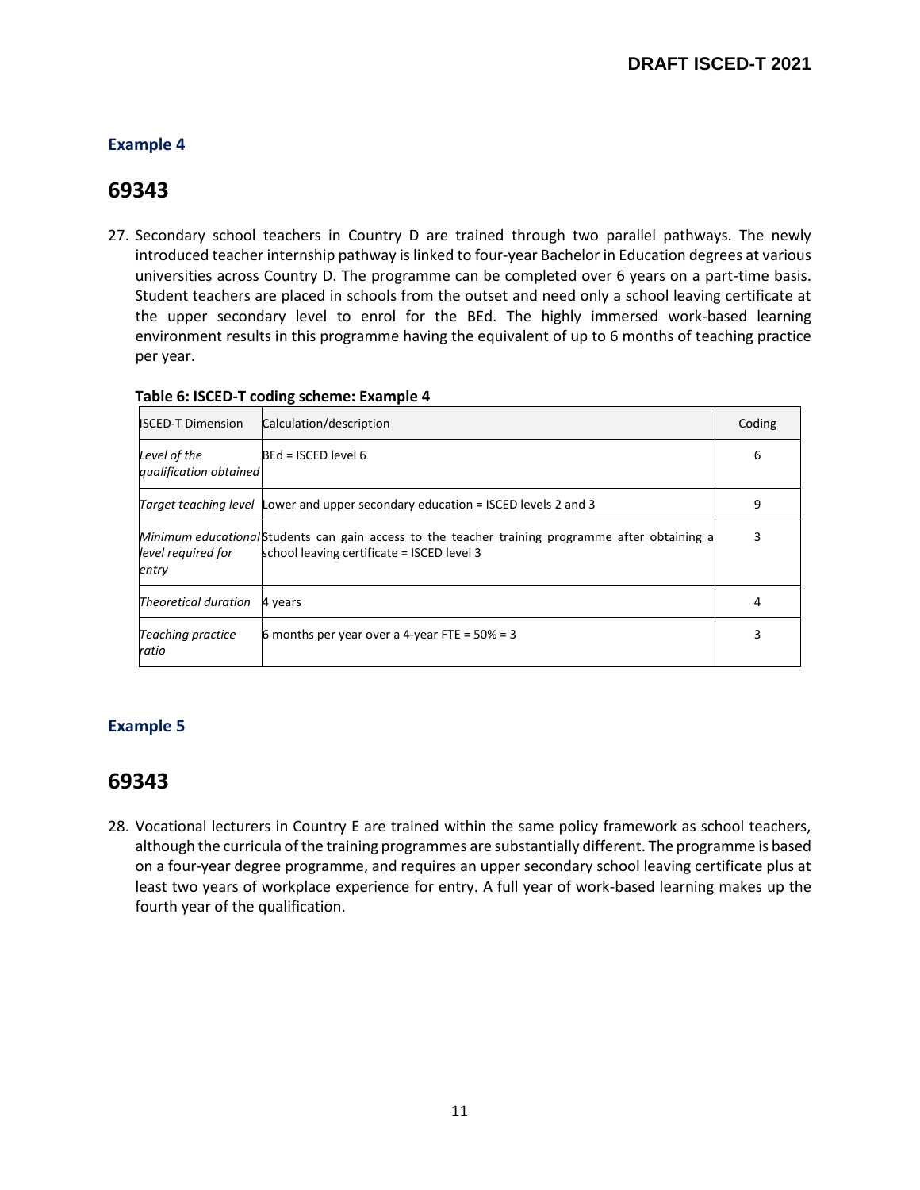### Example 4

## 69343

27. Secondary school teachers in Country D are trained through two parallel pathways. The newly introduced teacher internship pathway is linked to four-year Bachelor in Education degrees at various universities across Country D. The programme can be completed over 6 years on a part-time basis. Student teachers are placed in schools from the outset and need only a school leaving certificate at the upper secondary level to enrol for the BEd. The highly immersed work-based learning environment results in this programme having the equivalent of up to 6 months of teaching practice per year.

**Table 6: ISCED-T coding scheme: Example 4**

| ISCED-T Dimension | Calculation/description | Coding |
|---|---|---|
| *Level of the qualification obtained* | BEd = ISCED level 6 | 6 |
| *Target teaching level* | Lower and upper secondary education = ISCED levels 2 and 3 | 9 |
| *Minimum educational level required for entry* | Students can gain access to the teacher training programme after obtaining a school leaving certificate = ISCED level 3 | 3 |
| *Theoretical duration* | 4 years | 4 |
| *Teaching practice ratio* | 6 months per year over a 4-year FTE = 50% = 3 | 3 |

### Example 5

## 69343

28. Vocational lecturers in Country E are trained within the same policy framework as school teachers, although the curricula of the training programmes are substantially different. The programme is based on a four-year degree programme, and requires an upper secondary school leaving certificate plus at least two years of workplace experience for entry. A full year of work-based learning makes up the fourth year of the qualification.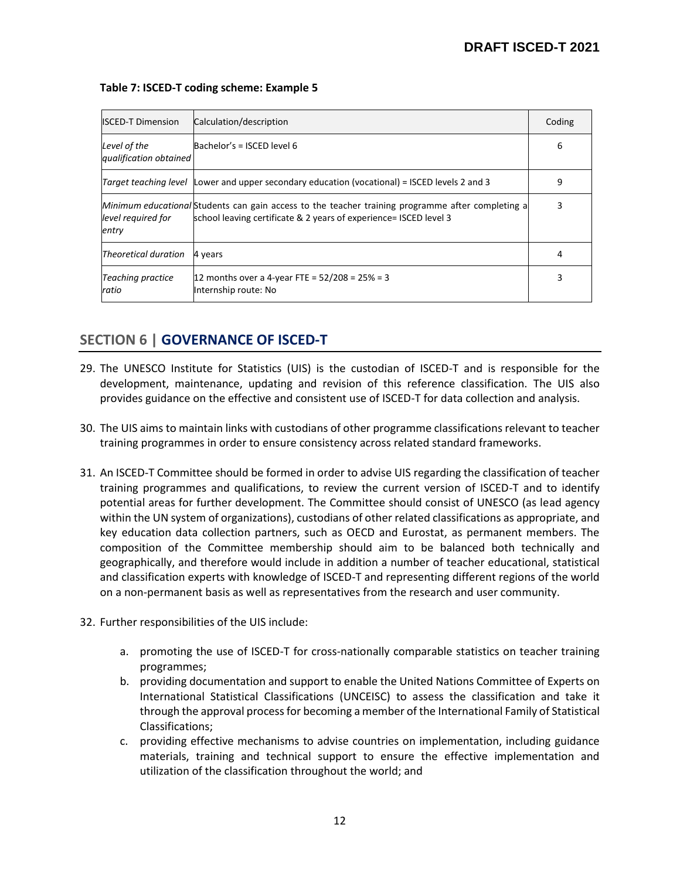**Table 7: ISCED-T coding scheme: Example 5**

| ISCED-T Dimension | Calculation/description | Coding |
|---|---|---|
| *Level of the qualification obtained* | Bachelor's = ISCED level 6 | 6 |
| *Target teaching level* | Lower and upper secondary education (vocational) = ISCED levels 2 and 3 | 9 |
| *Minimum educational level required for entry* | Students can gain access to the teacher training programme after completing a school leaving certificate & 2 years of experience= ISCED level 3 | 3 |
| *Theoretical duration* | 4 years | 4 |
| *Teaching practice ratio* | 12 months over a 4-year FTE = 52/208 = 25% = 3<br>Internship route: No | 3 |

## SECTION 6 | GOVERNANCE OF ISCED-T

29. The UNESCO Institute for Statistics (UIS) is the custodian of ISCED-T and is responsible for the development, maintenance, updating and revision of this reference classification. The UIS also provides guidance on the effective and consistent use of ISCED-T for data collection and analysis.

30. The UIS aims to maintain links with custodians of other programme classifications relevant to teacher training programmes in order to ensure consistency across related standard frameworks.

31. An ISCED-T Committee should be formed in order to advise UIS regarding the classification of teacher training programmes and qualifications, to review the current version of ISCED-T and to identify potential areas for further development. The Committee should consist of UNESCO (as lead agency within the UN system of organizations), custodians of other related classifications as appropriate, and key education data collection partners, such as OECD and Eurostat, as permanent members. The composition of the Committee membership should aim to be balanced both technically and geographically, and therefore would include in addition a number of teacher educational, statistical and classification experts with knowledge of ISCED-T and representing different regions of the world on a non-permanent basis as well as representatives from the research and user community.

32. Further responsibilities of the UIS include:

    a. promoting the use of ISCED-T for cross-nationally comparable statistics on teacher training programmes;
    b. providing documentation and support to enable the United Nations Committee of Experts on International Statistical Classifications (UNCEISC) to assess the classification and take it through the approval process for becoming a member of the International Family of Statistical Classifications;
    c. providing effective mechanisms to advise countries on implementation, including guidance materials, training and technical support to ensure the effective implementation and utilization of the classification throughout the world; and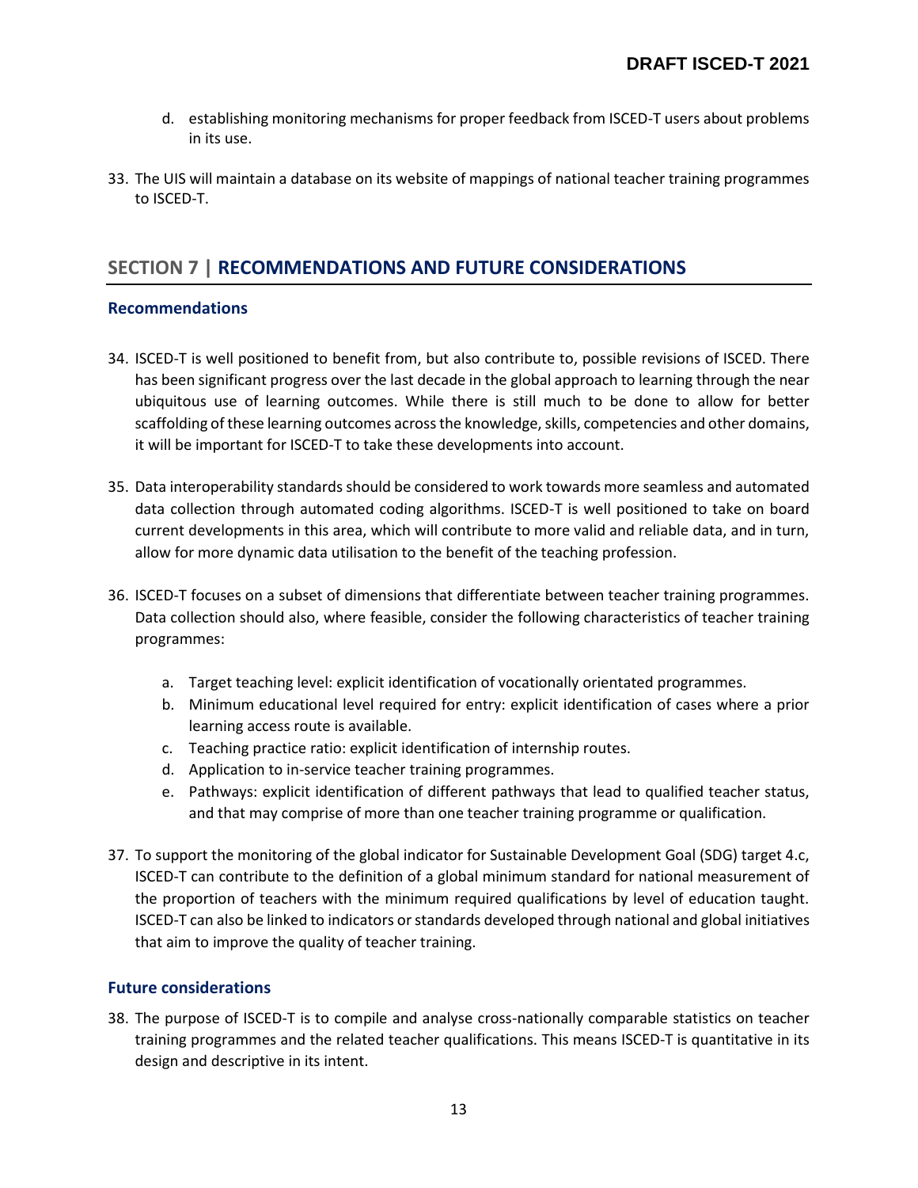d. establishing monitoring mechanisms for proper feedback from ISCED-T users about problems in its use.

33. The UIS will maintain a database on its website of mappings of national teacher training programmes to ISCED-T.

## SECTION 7 | RECOMMENDATIONS AND FUTURE CONSIDERATIONS

### Recommendations

34. ISCED-T is well positioned to benefit from, but also contribute to, possible revisions of ISCED. There has been significant progress over the last decade in the global approach to learning through the near ubiquitous use of learning outcomes. While there is still much to be done to allow for better scaffolding of these learning outcomes across the knowledge, skills, competencies and other domains, it will be important for ISCED-T to take these developments into account.

35. Data interoperability standards should be considered to work towards more seamless and automated data collection through automated coding algorithms. ISCED-T is well positioned to take on board current developments in this area, which will contribute to more valid and reliable data, and in turn, allow for more dynamic data utilisation to the benefit of the teaching profession.

36. ISCED-T focuses on a subset of dimensions that differentiate between teacher training programmes. Data collection should also, where feasible, consider the following characteristics of teacher training programmes:

    a. Target teaching level: explicit identification of vocationally orientated programmes.
    b. Minimum educational level required for entry: explicit identification of cases where a prior learning access route is available.
    c. Teaching practice ratio: explicit identification of internship routes.
    d. Application to in-service teacher training programmes.
    e. Pathways: explicit identification of different pathways that lead to qualified teacher status, and that may comprise of more than one teacher training programme or qualification.

37. To support the monitoring of the global indicator for Sustainable Development Goal (SDG) target 4.c, ISCED-T can contribute to the definition of a global minimum standard for national measurement of the proportion of teachers with the minimum required qualifications by level of education taught. ISCED-T can also be linked to indicators or standards developed through national and global initiatives that aim to improve the quality of teacher training.

### Future considerations

38. The purpose of ISCED-T is to compile and analyse cross-nationally comparable statistics on teacher training programmes and the related teacher qualifications. This means ISCED-T is quantitative in its design and descriptive in its intent.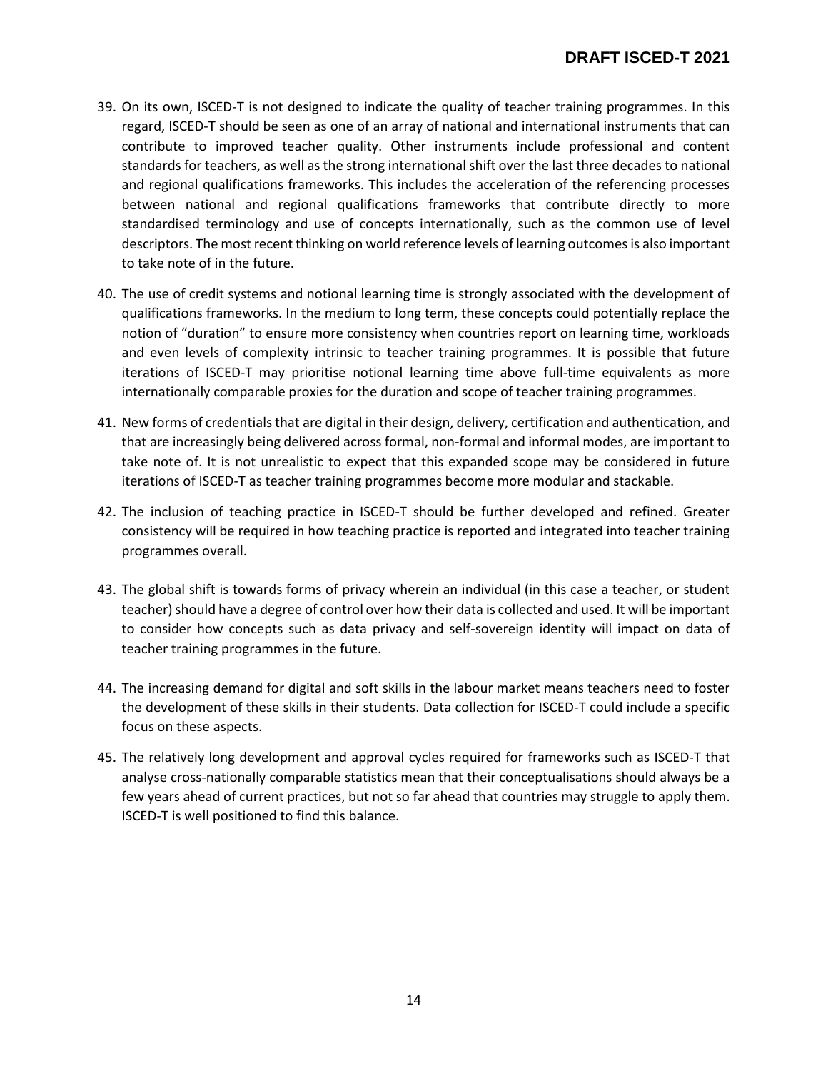39. On its own, ISCED-T is not designed to indicate the quality of teacher training programmes. In this regard, ISCED-T should be seen as one of an array of national and international instruments that can contribute to improved teacher quality. Other instruments include professional and content standards for teachers, as well as the strong international shift over the last three decades to national and regional qualifications frameworks. This includes the acceleration of the referencing processes between national and regional qualifications frameworks that contribute directly to more standardised terminology and use of concepts internationally, such as the common use of level descriptors. The most recent thinking on world reference levels of learning outcomes is also important to take note of in the future.

40. The use of credit systems and notional learning time is strongly associated with the development of qualifications frameworks. In the medium to long term, these concepts could potentially replace the notion of "duration" to ensure more consistency when countries report on learning time, workloads and even levels of complexity intrinsic to teacher training programmes. It is possible that future iterations of ISCED-T may prioritise notional learning time above full-time equivalents as more internationally comparable proxies for the duration and scope of teacher training programmes.

41. New forms of credentials that are digital in their design, delivery, certification and authentication, and that are increasingly being delivered across formal, non-formal and informal modes, are important to take note of. It is not unrealistic to expect that this expanded scope may be considered in future iterations of ISCED-T as teacher training programmes become more modular and stackable.

42. The inclusion of teaching practice in ISCED-T should be further developed and refined. Greater consistency will be required in how teaching practice is reported and integrated into teacher training programmes overall.

43. The global shift is towards forms of privacy wherein an individual (in this case a teacher, or student teacher) should have a degree of control over how their data is collected and used. It will be important to consider how concepts such as data privacy and self-sovereign identity will impact on data of teacher training programmes in the future.

44. The increasing demand for digital and soft skills in the labour market means teachers need to foster the development of these skills in their students. Data collection for ISCED-T could include a specific focus on these aspects.

45. The relatively long development and approval cycles required for frameworks such as ISCED-T that analyse cross-nationally comparable statistics mean that their conceptualisations should always be a few years ahead of current practices, but not so far ahead that countries may struggle to apply them. ISCED-T is well positioned to find this balance.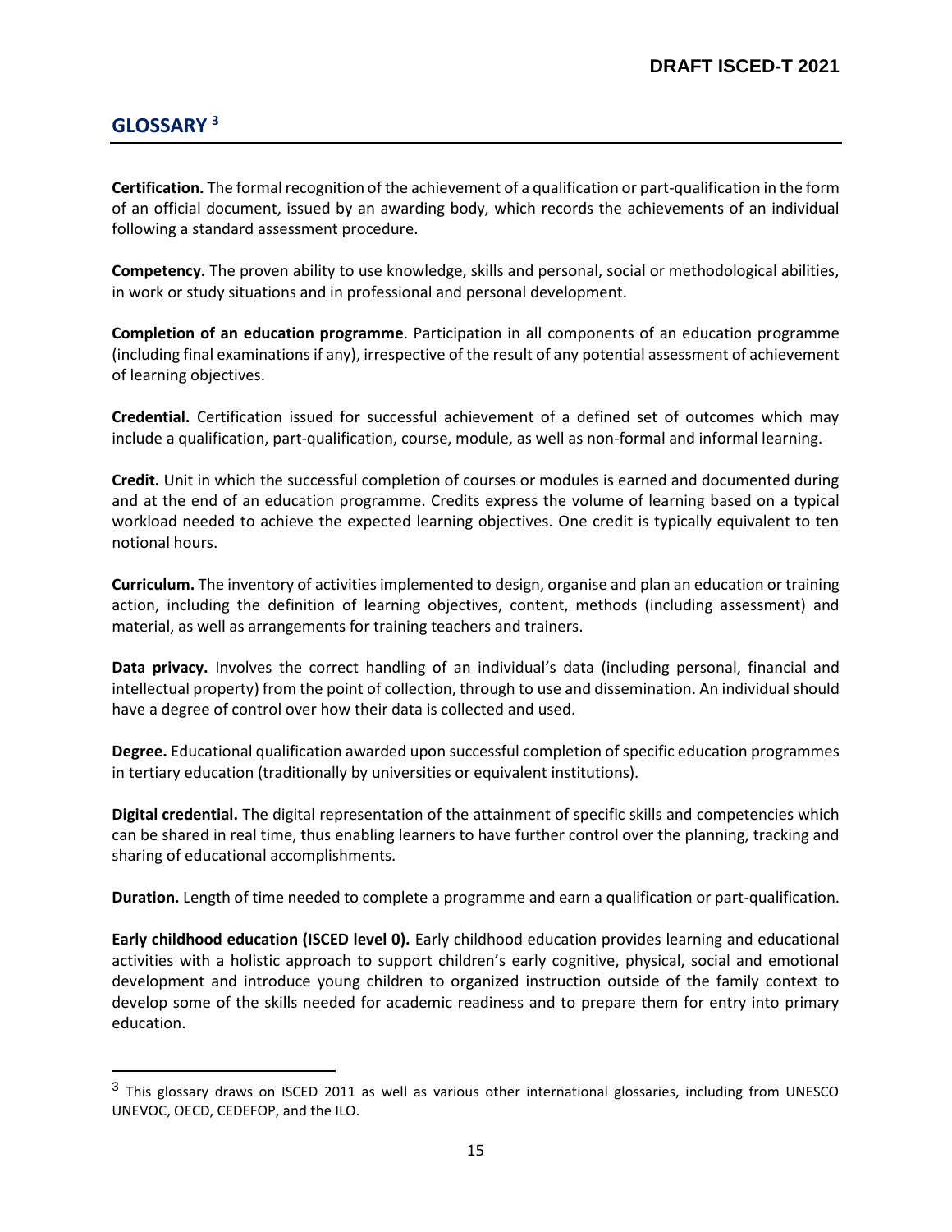## GLOSSARY [3]

**Certification.** The formal recognition of the achievement of a qualification or part-qualification in the form of an official document, issued by an awarding body, which records the achievements of an individual following a standard assessment procedure.

**Competency.** The proven ability to use knowledge, skills and personal, social or methodological abilities, in work or study situations and in professional and personal development.

**Completion of an education programme**. Participation in all components of an education programme (including final examinations if any), irrespective of the result of any potential assessment of achievement of learning objectives.

**Credential.** Certification issued for successful achievement of a defined set of outcomes which may include a qualification, part-qualification, course, module, as well as non-formal and informal learning.

**Credit.** Unit in which the successful completion of courses or modules is earned and documented during and at the end of an education programme. Credits express the volume of learning based on a typical workload needed to achieve the expected learning objectives. One credit is typically equivalent to ten notional hours.

**Curriculum.** The inventory of activities implemented to design, organise and plan an education or training action, including the definition of learning objectives, content, methods (including assessment) and material, as well as arrangements for training teachers and trainers.

**Data privacy.** Involves the correct handling of an individual's data (including personal, financial and intellectual property) from the point of collection, through to use and dissemination. An individual should have a degree of control over how their data is collected and used.

**Degree.** Educational qualification awarded upon successful completion of specific education programmes in tertiary education (traditionally by universities or equivalent institutions).

**Digital credential.** The digital representation of the attainment of specific skills and competencies which can be shared in real time, thus enabling learners to have further control over the planning, tracking and sharing of educational accomplishments.

**Duration.** Length of time needed to complete a programme and earn a qualification or part-qualification.

**Early childhood education (ISCED level 0).** Early childhood education provides learning and educational activities with a holistic approach to support children's early cognitive, physical, social and emotional development and introduce young children to organized instruction outside of the family context to develop some of the skills needed for academic readiness and to prepare them for entry into primary education.

[3] This glossary draws on ISCED 2011 as well as various other international glossaries, including from UNESCO UNEVOC, OECD, CEDEFOP, and the ILO.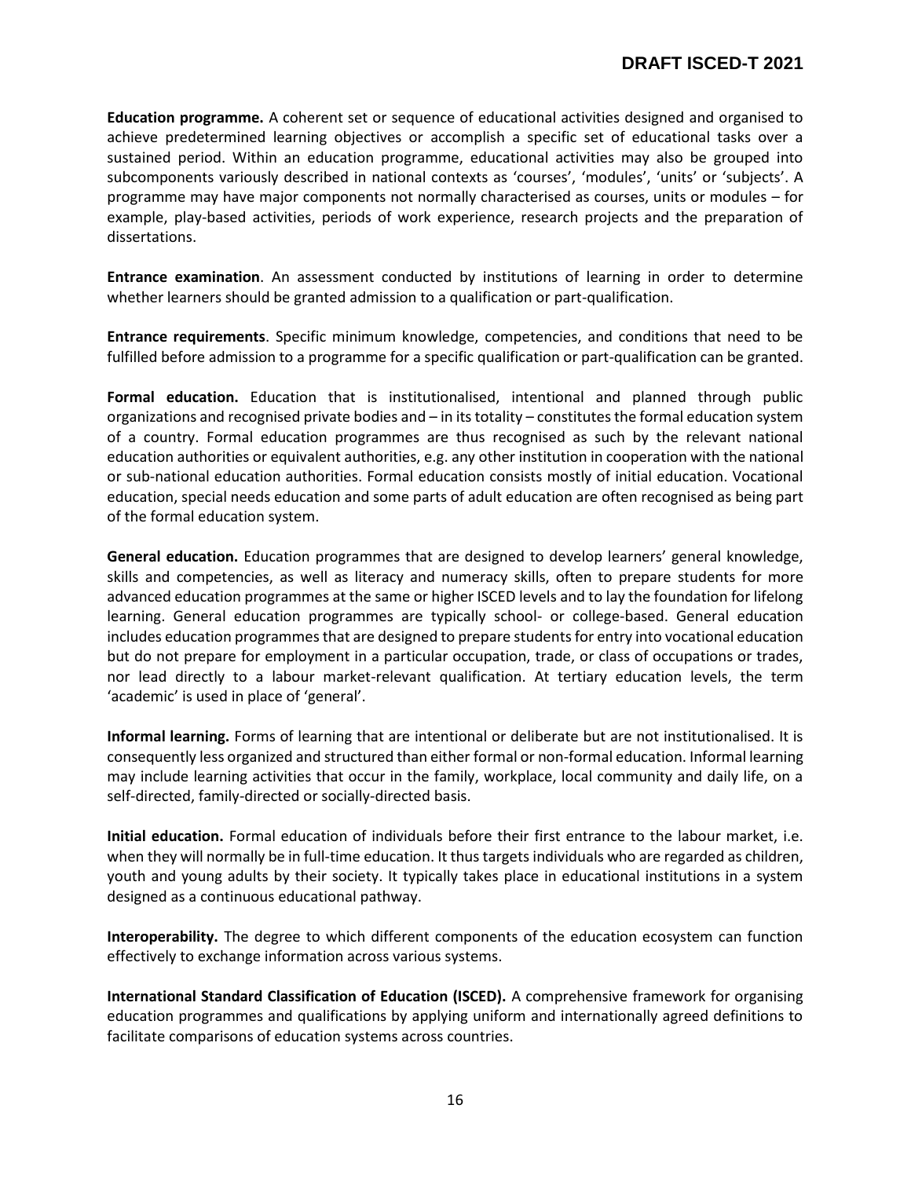**Education programme.** A coherent set or sequence of educational activities designed and organised to achieve predetermined learning objectives or accomplish a specific set of educational tasks over a sustained period. Within an education programme, educational activities may also be grouped into subcomponents variously described in national contexts as 'courses', 'modules', 'units' or 'subjects'. A programme may have major components not normally characterised as courses, units or modules – for example, play-based activities, periods of work experience, research projects and the preparation of dissertations.

**Entrance examination**. An assessment conducted by institutions of learning in order to determine whether learners should be granted admission to a qualification or part-qualification.

**Entrance requirements**. Specific minimum knowledge, competencies, and conditions that need to be fulfilled before admission to a programme for a specific qualification or part-qualification can be granted.

**Formal education.** Education that is institutionalised, intentional and planned through public organizations and recognised private bodies and – in its totality – constitutes the formal education system of a country. Formal education programmes are thus recognised as such by the relevant national education authorities or equivalent authorities, e.g. any other institution in cooperation with the national or sub-national education authorities. Formal education consists mostly of initial education. Vocational education, special needs education and some parts of adult education are often recognised as being part of the formal education system.

**General education.** Education programmes that are designed to develop learners' general knowledge, skills and competencies, as well as literacy and numeracy skills, often to prepare students for more advanced education programmes at the same or higher ISCED levels and to lay the foundation for lifelong learning. General education programmes are typically school- or college-based. General education includes education programmes that are designed to prepare students for entry into vocational education but do not prepare for employment in a particular occupation, trade, or class of occupations or trades, nor lead directly to a labour market-relevant qualification. At tertiary education levels, the term 'academic' is used in place of 'general'.

**Informal learning.** Forms of learning that are intentional or deliberate but are not institutionalised. It is consequently less organized and structured than either formal or non-formal education. Informal learning may include learning activities that occur in the family, workplace, local community and daily life, on a self-directed, family-directed or socially-directed basis.

**Initial education.** Formal education of individuals before their first entrance to the labour market, i.e. when they will normally be in full-time education. It thus targets individuals who are regarded as children, youth and young adults by their society. It typically takes place in educational institutions in a system designed as a continuous educational pathway.

**Interoperability.** The degree to which different components of the education ecosystem can function effectively to exchange information across various systems.

**International Standard Classification of Education (ISCED).** A comprehensive framework for organising education programmes and qualifications by applying uniform and internationally agreed definitions to facilitate comparisons of education systems across countries.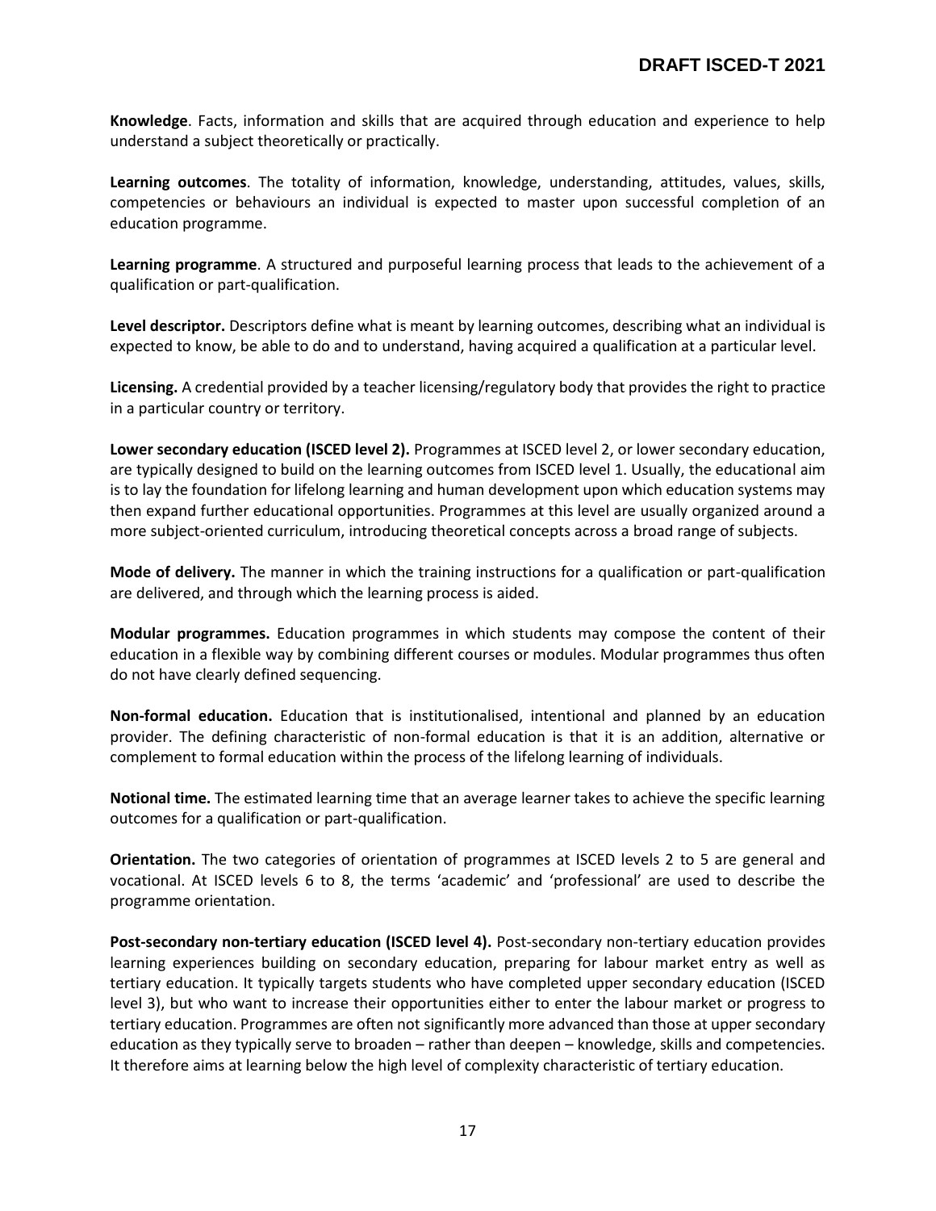**Knowledge**. Facts, information and skills that are acquired through education and experience to help understand a subject theoretically or practically.

**Learning outcomes**. The totality of information, knowledge, understanding, attitudes, values, skills, competencies or behaviours an individual is expected to master upon successful completion of an education programme.

**Learning programme**. A structured and purposeful learning process that leads to the achievement of a qualification or part-qualification.

**Level descriptor.** Descriptors define what is meant by learning outcomes, describing what an individual is expected to know, be able to do and to understand, having acquired a qualification at a particular level.

**Licensing.** A credential provided by a teacher licensing/regulatory body that provides the right to practice in a particular country or territory.

**Lower secondary education (ISCED level 2).** Programmes at ISCED level 2, or lower secondary education, are typically designed to build on the learning outcomes from ISCED level 1. Usually, the educational aim is to lay the foundation for lifelong learning and human development upon which education systems may then expand further educational opportunities. Programmes at this level are usually organized around a more subject-oriented curriculum, introducing theoretical concepts across a broad range of subjects.

**Mode of delivery.** The manner in which the training instructions for a qualification or part-qualification are delivered, and through which the learning process is aided.

**Modular programmes.** Education programmes in which students may compose the content of their education in a flexible way by combining different courses or modules. Modular programmes thus often do not have clearly defined sequencing.

**Non-formal education.** Education that is institutionalised, intentional and planned by an education provider. The defining characteristic of non-formal education is that it is an addition, alternative or complement to formal education within the process of the lifelong learning of individuals.

**Notional time.** The estimated learning time that an average learner takes to achieve the specific learning outcomes for a qualification or part-qualification.

**Orientation.** The two categories of orientation of programmes at ISCED levels 2 to 5 are general and vocational. At ISCED levels 6 to 8, the terms 'academic' and 'professional' are used to describe the programme orientation.

**Post-secondary non-tertiary education (ISCED level 4).** Post-secondary non-tertiary education provides learning experiences building on secondary education, preparing for labour market entry as well as tertiary education. It typically targets students who have completed upper secondary education (ISCED level 3), but who want to increase their opportunities either to enter the labour market or progress to tertiary education. Programmes are often not significantly more advanced than those at upper secondary education as they typically serve to broaden – rather than deepen – knowledge, skills and competencies. It therefore aims at learning below the high level of complexity characteristic of tertiary education.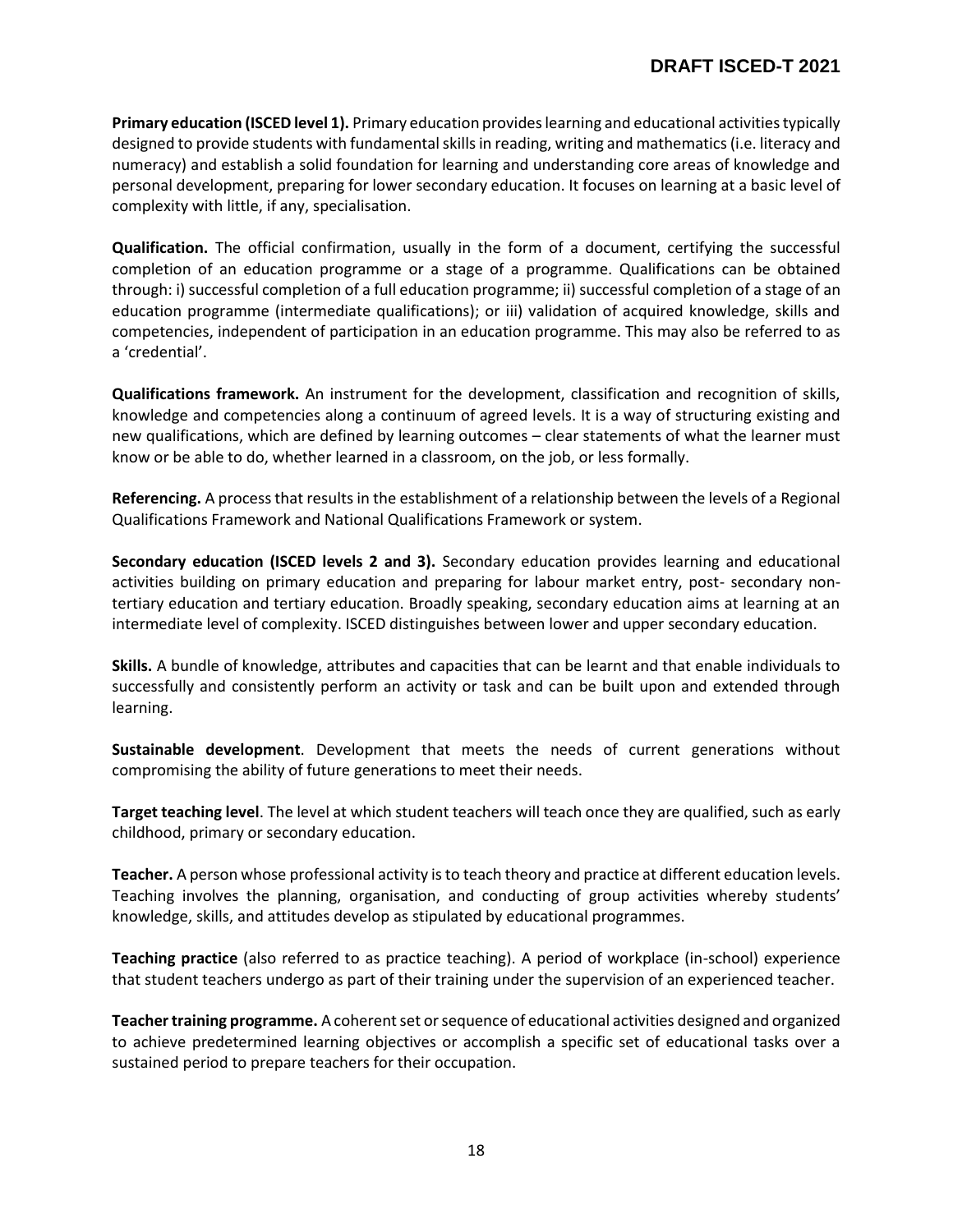**Primary education (ISCED level 1).** Primary education provides learning and educational activities typically designed to provide students with fundamental skills in reading, writing and mathematics (i.e. literacy and numeracy) and establish a solid foundation for learning and understanding core areas of knowledge and personal development, preparing for lower secondary education. It focuses on learning at a basic level of complexity with little, if any, specialisation.

**Qualification.** The official confirmation, usually in the form of a document, certifying the successful completion of an education programme or a stage of a programme. Qualifications can be obtained through: i) successful completion of a full education programme; ii) successful completion of a stage of an education programme (intermediate qualifications); or iii) validation of acquired knowledge, skills and competencies, independent of participation in an education programme. This may also be referred to as a 'credential'.

**Qualifications framework.** An instrument for the development, classification and recognition of skills, knowledge and competencies along a continuum of agreed levels. It is a way of structuring existing and new qualifications, which are defined by learning outcomes – clear statements of what the learner must know or be able to do, whether learned in a classroom, on the job, or less formally.

**Referencing.** A process that results in the establishment of a relationship between the levels of a Regional Qualifications Framework and National Qualifications Framework or system.

**Secondary education (ISCED levels 2 and 3).** Secondary education provides learning and educational activities building on primary education and preparing for labour market entry, post- secondary non-tertiary education and tertiary education. Broadly speaking, secondary education aims at learning at an intermediate level of complexity. ISCED distinguishes between lower and upper secondary education.

**Skills.** A bundle of knowledge, attributes and capacities that can be learnt and that enable individuals to successfully and consistently perform an activity or task and can be built upon and extended through learning.

**Sustainable development**. Development that meets the needs of current generations without compromising the ability of future generations to meet their needs.

**Target teaching level**. The level at which student teachers will teach once they are qualified, such as early childhood, primary or secondary education.

**Teacher.** A person whose professional activity is to teach theory and practice at different education levels. Teaching involves the planning, organisation, and conducting of group activities whereby students' knowledge, skills, and attitudes develop as stipulated by educational programmes.

**Teaching practice** (also referred to as practice teaching). A period of workplace (in-school) experience that student teachers undergo as part of their training under the supervision of an experienced teacher.

**Teacher training programme.** A coherent set or sequence of educational activities designed and organized to achieve predetermined learning objectives or accomplish a specific set of educational tasks over a sustained period to prepare teachers for their occupation.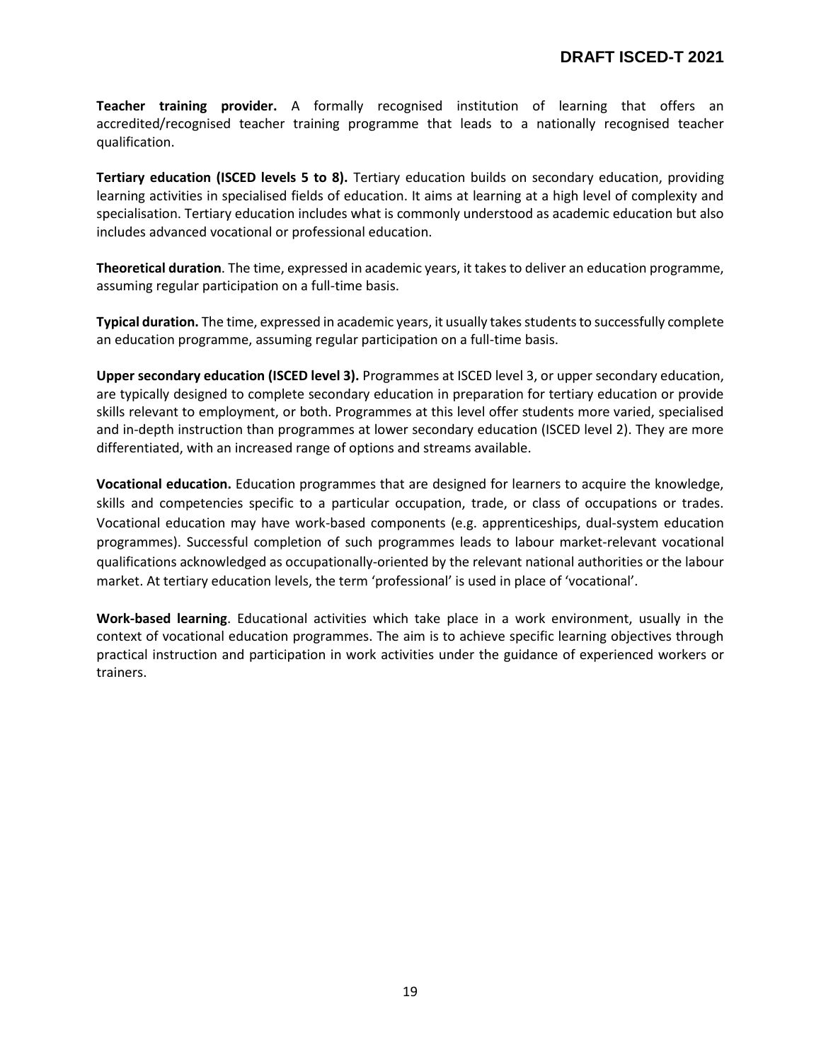**Teacher training provider.** A formally recognised institution of learning that offers an accredited/recognised teacher training programme that leads to a nationally recognised teacher qualification.

**Tertiary education (ISCED levels 5 to 8).** Tertiary education builds on secondary education, providing learning activities in specialised fields of education. It aims at learning at a high level of complexity and specialisation. Tertiary education includes what is commonly understood as academic education but also includes advanced vocational or professional education.

**Theoretical duration**. The time, expressed in academic years, it takes to deliver an education programme, assuming regular participation on a full-time basis.

**Typical duration.** The time, expressed in academic years, it usually takes students to successfully complete an education programme, assuming regular participation on a full-time basis.

**Upper secondary education (ISCED level 3).** Programmes at ISCED level 3, or upper secondary education, are typically designed to complete secondary education in preparation for tertiary education or provide skills relevant to employment, or both. Programmes at this level offer students more varied, specialised and in-depth instruction than programmes at lower secondary education (ISCED level 2). They are more differentiated, with an increased range of options and streams available.

**Vocational education.** Education programmes that are designed for learners to acquire the knowledge, skills and competencies specific to a particular occupation, trade, or class of occupations or trades. Vocational education may have work-based components (e.g. apprenticeships, dual-system education programmes). Successful completion of such programmes leads to labour market-relevant vocational qualifications acknowledged as occupationally-oriented by the relevant national authorities or the labour market. At tertiary education levels, the term 'professional' is used in place of 'vocational'.

**Work-based learning**. Educational activities which take place in a work environment, usually in the context of vocational education programmes. The aim is to achieve specific learning objectives through practical instruction and participation in work activities under the guidance of experienced workers or trainers.